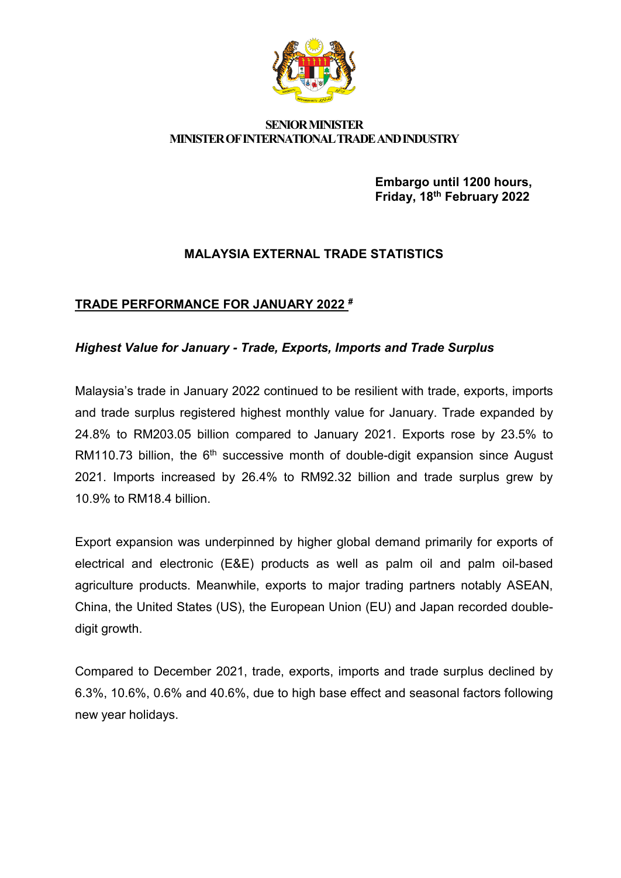**SENIOR MINISTER**
**MINISTER OF INTERNATIONAL TRADE AND INDUSTRY**

**Embargo until 1200 hours,**
**Friday, 18th February 2022**

# MALAYSIA EXTERNAL TRADE STATISTICS

## TRADE PERFORMANCE FOR JANUARY 2022 #

***Highest Value for January - Trade, Exports, Imports and Trade Surplus***

Malaysia's trade in January 2022 continued to be resilient with trade, exports, imports and trade surplus registered highest monthly value for January. Trade expanded by 24.8% to RM203.05 billion compared to January 2021. Exports rose by 23.5% to RM110.73 billion, the 6th successive month of double-digit expansion since August 2021. Imports increased by 26.4% to RM92.32 billion and trade surplus grew by 10.9% to RM18.4 billion.

Export expansion was underpinned by higher global demand primarily for exports of electrical and electronic (E&E) products as well as palm oil and palm oil-based agriculture products. Meanwhile, exports to major trading partners notably ASEAN, China, the United States (US), the European Union (EU) and Japan recorded double-digit growth.

Compared to December 2021, trade, exports, imports and trade surplus declined by 6.3%, 10.6%, 0.6% and 40.6%, due to high base effect and seasonal factors following new year holidays.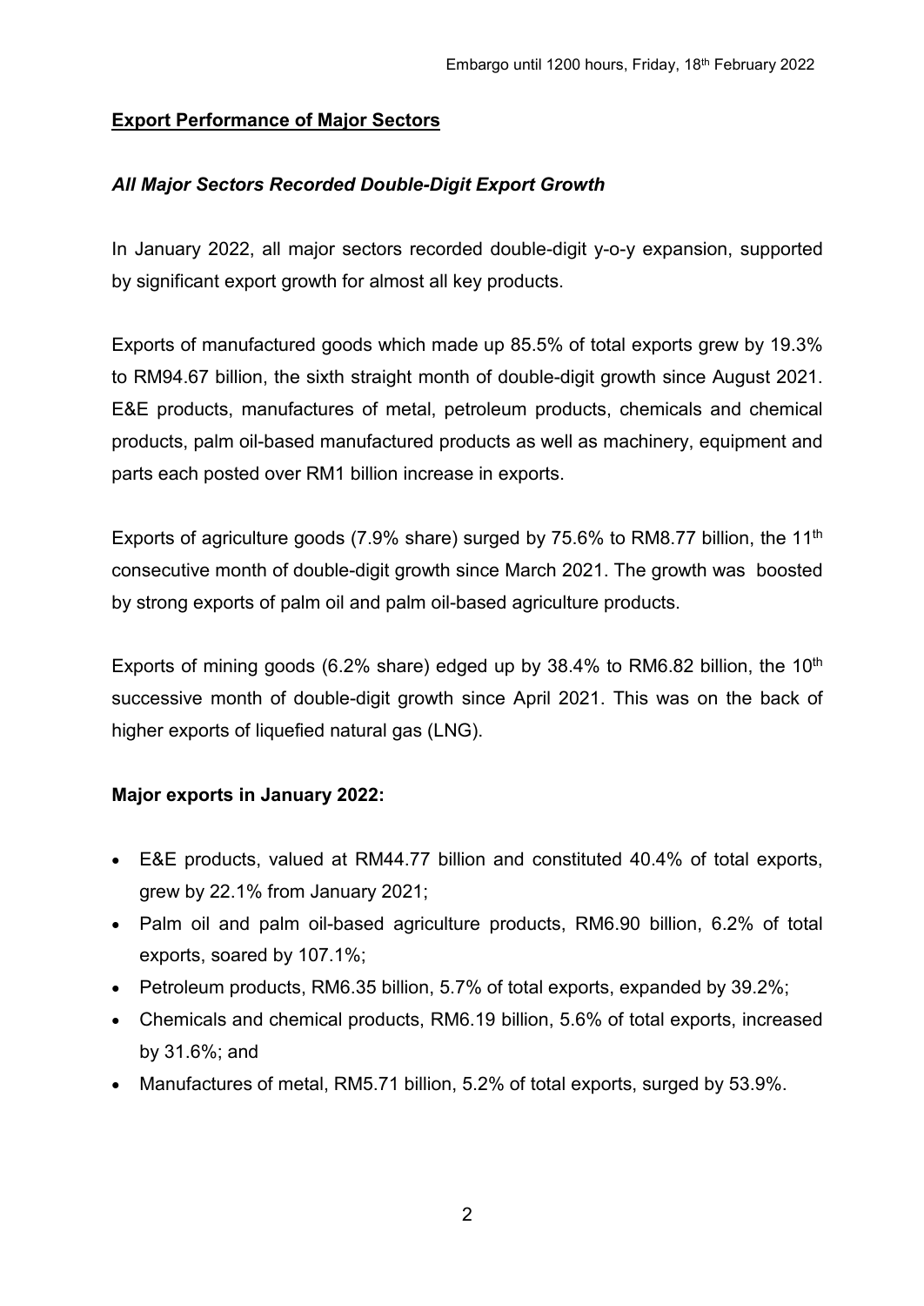## Export Performance of Major Sectors

### *All Major Sectors Recorded Double-Digit Export Growth*

In January 2022, all major sectors recorded double-digit y-o-y expansion, supported by significant export growth for almost all key products.

Exports of manufactured goods which made up 85.5% of total exports grew by 19.3% to RM94.67 billion, the sixth straight month of double-digit growth since August 2021. E&E products, manufactures of metal, petroleum products, chemicals and chemical products, palm oil-based manufactured products as well as machinery, equipment and parts each posted over RM1 billion increase in exports.

Exports of agriculture goods (7.9% share) surged by 75.6% to RM8.77 billion, the 11th consecutive month of double-digit growth since March 2021. The growth was boosted by strong exports of palm oil and palm oil-based agriculture products.

Exports of mining goods (6.2% share) edged up by 38.4% to RM6.82 billion, the 10th successive month of double-digit growth since April 2021. This was on the back of higher exports of liquefied natural gas (LNG).

**Major exports in January 2022:**

- E&E products, valued at RM44.77 billion and constituted 40.4% of total exports, grew by 22.1% from January 2021;
- Palm oil and palm oil-based agriculture products, RM6.90 billion, 6.2% of total exports, soared by 107.1%;
- Petroleum products, RM6.35 billion, 5.7% of total exports, expanded by 39.2%;
- Chemicals and chemical products, RM6.19 billion, 5.6% of total exports, increased by 31.6%; and
- Manufactures of metal, RM5.71 billion, 5.2% of total exports, surged by 53.9%.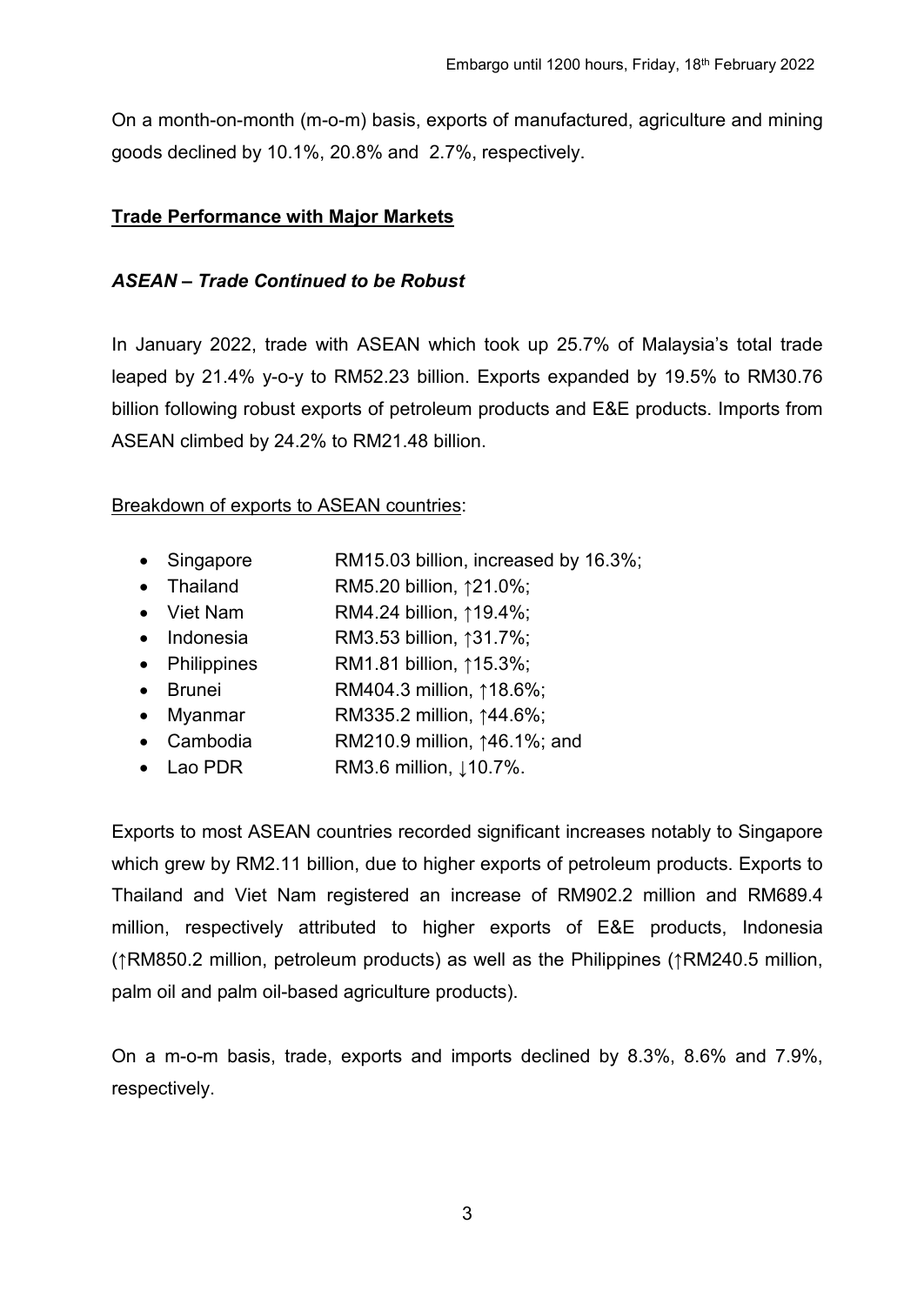On a month-on-month (m-o-m) basis, exports of manufactured, agriculture and mining goods declined by 10.1%, 20.8% and 2.7%, respectively.

## **Trade Performance with Major Markets**

### ***ASEAN – Trade Continued to be Robust***

In January 2022, trade with ASEAN which took up 25.7% of Malaysia's total trade leaped by 21.4% y-o-y to RM52.23 billion. Exports expanded by 19.5% to RM30.76 billion following robust exports of petroleum products and E&E products. Imports from ASEAN climbed by 24.2% to RM21.48 billion.

Breakdown of exports to ASEAN countries:

- Singapore RM15.03 billion, increased by 16.3%;
- Thailand RM5.20 billion, ↑21.0%;
- Viet Nam RM4.24 billion, ↑19.4%;
- Indonesia RM3.53 billion, ↑31.7%;
- Philippines RM1.81 billion, ↑15.3%;
- Brunei RM404.3 million, ↑18.6%;
- Myanmar RM335.2 million, ↑44.6%;
- Cambodia RM210.9 million, ↑46.1%; and
- Lao PDR RM3.6 million, ↓10.7%.

Exports to most ASEAN countries recorded significant increases notably to Singapore which grew by RM2.11 billion, due to higher exports of petroleum products. Exports to Thailand and Viet Nam registered an increase of RM902.2 million and RM689.4 million, respectively attributed to higher exports of E&E products, Indonesia (↑RM850.2 million, petroleum products) as well as the Philippines (↑RM240.5 million, palm oil and palm oil-based agriculture products).

On a m-o-m basis, trade, exports and imports declined by 8.3%, 8.6% and 7.9%, respectively.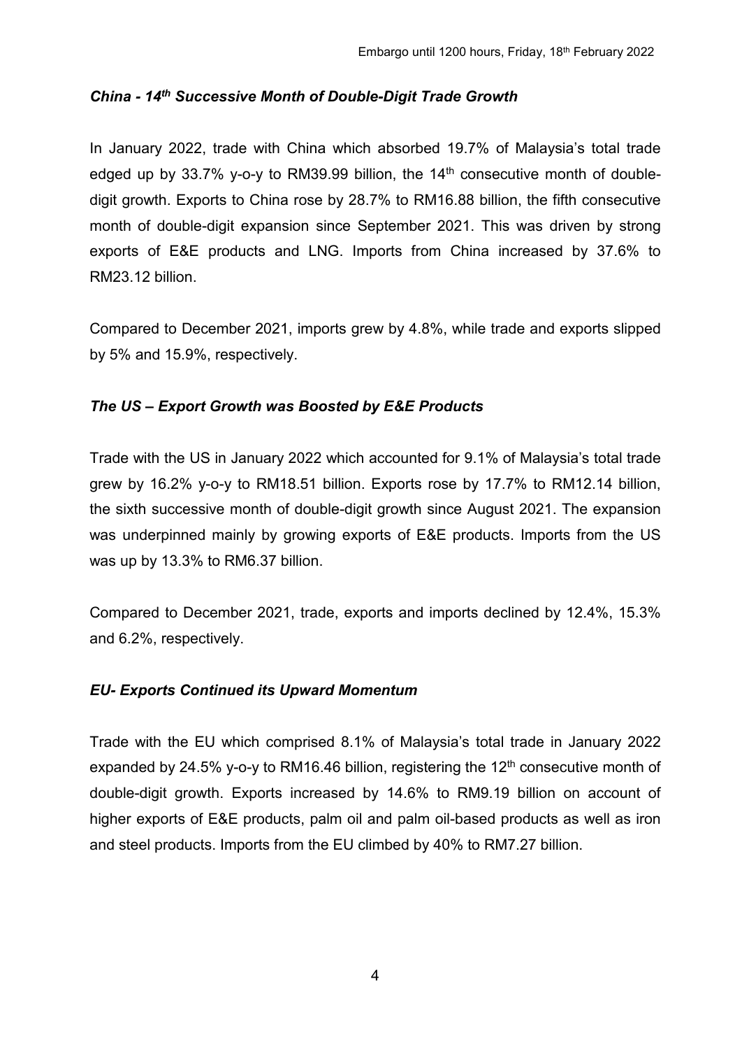### *China - 14th Successive Month of Double-Digit Trade Growth*

In January 2022, trade with China which absorbed 19.7% of Malaysia's total trade edged up by 33.7% y-o-y to RM39.99 billion, the 14th consecutive month of double-digit growth. Exports to China rose by 28.7% to RM16.88 billion, the fifth consecutive month of double-digit expansion since September 2021. This was driven by strong exports of E&E products and LNG. Imports from China increased by 37.6% to RM23.12 billion.

Compared to December 2021, imports grew by 4.8%, while trade and exports slipped by 5% and 15.9%, respectively.

### *The US – Export Growth was Boosted by E&E Products*

Trade with the US in January 2022 which accounted for 9.1% of Malaysia's total trade grew by 16.2% y-o-y to RM18.51 billion. Exports rose by 17.7% to RM12.14 billion, the sixth successive month of double-digit growth since August 2021. The expansion was underpinned mainly by growing exports of E&E products. Imports from the US was up by 13.3% to RM6.37 billion.

Compared to December 2021, trade, exports and imports declined by 12.4%, 15.3% and 6.2%, respectively.

### *EU- Exports Continued its Upward Momentum*

Trade with the EU which comprised 8.1% of Malaysia's total trade in January 2022 expanded by 24.5% y-o-y to RM16.46 billion, registering the 12th consecutive month of double-digit growth. Exports increased by 14.6% to RM9.19 billion on account of higher exports of E&E products, palm oil and palm oil-based products as well as iron and steel products. Imports from the EU climbed by 40% to RM7.27 billion.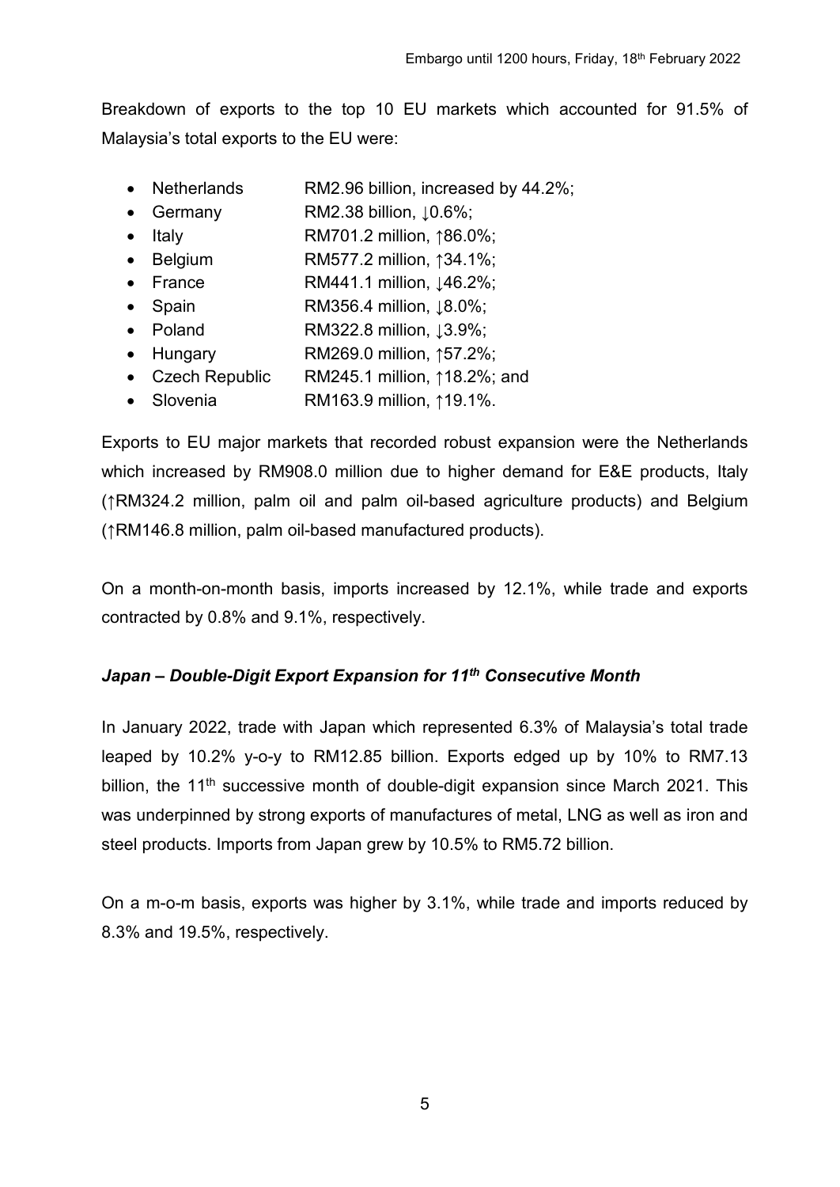Breakdown of exports to the top 10 EU markets which accounted for 91.5% of Malaysia's total exports to the EU were:

- Netherlands RM2.96 billion, increased by 44.2%;
- Germany RM2.38 billion, ↓0.6%;
- Italy RM701.2 million, ↑86.0%;
- Belgium RM577.2 million, ↑34.1%;
- France RM441.1 million, ↓46.2%;
- Spain RM356.4 million, ↓8.0%;
- Poland RM322.8 million, ↓3.9%;
- Hungary RM269.0 million, ↑57.2%;
- Czech Republic RM245.1 million, ↑18.2%; and
- Slovenia RM163.9 million, ↑19.1%.

Exports to EU major markets that recorded robust expansion were the Netherlands which increased by RM908.0 million due to higher demand for E&E products, Italy (↑RM324.2 million, palm oil and palm oil-based agriculture products) and Belgium (↑RM146.8 million, palm oil-based manufactured products).

On a month-on-month basis, imports increased by 12.1%, while trade and exports contracted by 0.8% and 9.1%, respectively.

### *Japan – Double-Digit Export Expansion for 11th Consecutive Month*

In January 2022, trade with Japan which represented 6.3% of Malaysia's total trade leaped by 10.2% y-o-y to RM12.85 billion. Exports edged up by 10% to RM7.13 billion, the 11th successive month of double-digit expansion since March 2021. This was underpinned by strong exports of manufactures of metal, LNG as well as iron and steel products. Imports from Japan grew by 10.5% to RM5.72 billion.

On a m-o-m basis, exports was higher by 3.1%, while trade and imports reduced by 8.3% and 19.5%, respectively.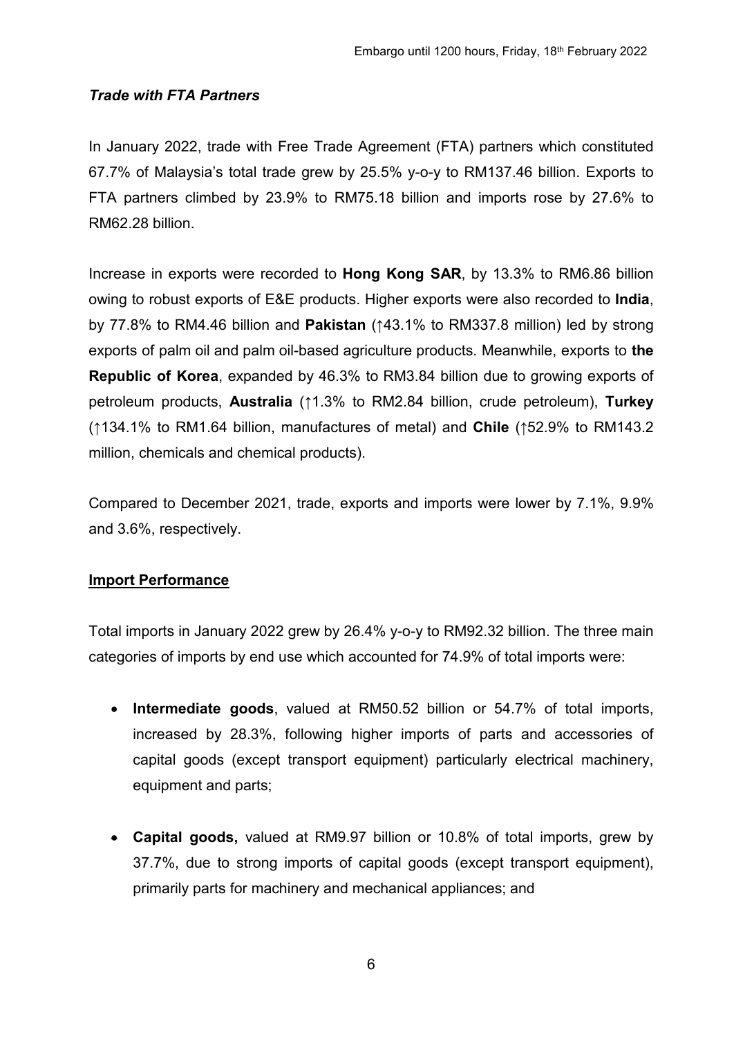### *Trade with FTA Partners*

In January 2022, trade with Free Trade Agreement (FTA) partners which constituted 67.7% of Malaysia's total trade grew by 25.5% y-o-y to RM137.46 billion. Exports to FTA partners climbed by 23.9% to RM75.18 billion and imports rose by 27.6% to RM62.28 billion.

Increase in exports were recorded to **Hong Kong SAR**, by 13.3% to RM6.86 billion owing to robust exports of E&E products. Higher exports were also recorded to **India**, by 77.8% to RM4.46 billion and **Pakistan** (↑43.1% to RM337.8 million) led by strong exports of palm oil and palm oil-based agriculture products. Meanwhile, exports to **the Republic of Korea**, expanded by 46.3% to RM3.84 billion due to growing exports of petroleum products, **Australia** (↑1.3% to RM2.84 billion, crude petroleum), **Turkey** (↑134.1% to RM1.64 billion, manufactures of metal) and **Chile** (↑52.9% to RM143.2 million, chemicals and chemical products).

Compared to December 2021, trade, exports and imports were lower by 7.1%, 9.9% and 3.6%, respectively.

## Import Performance

Total imports in January 2022 grew by 26.4% y-o-y to RM92.32 billion. The three main categories of imports by end use which accounted for 74.9% of total imports were:

- **Intermediate goods**, valued at RM50.52 billion or 54.7% of total imports, increased by 28.3%, following higher imports of parts and accessories of capital goods (except transport equipment) particularly electrical machinery, equipment and parts;

- **Capital goods,** valued at RM9.97 billion or 10.8% of total imports, grew by 37.7%, due to strong imports of capital goods (except transport equipment), primarily parts for machinery and mechanical appliances; and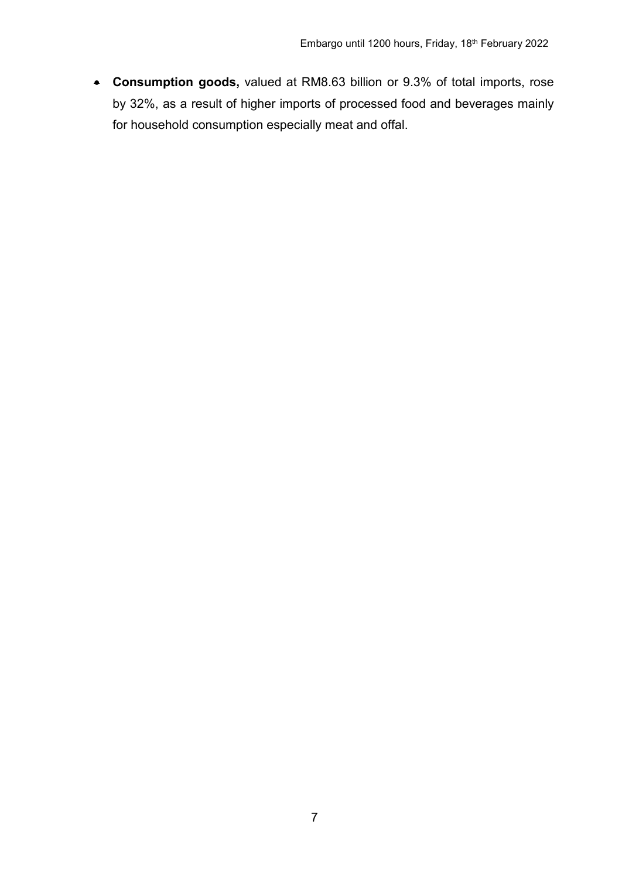- **Consumption goods,** valued at RM8.63 billion or 9.3% of total imports, rose by 32%, as a result of higher imports of processed food and beverages mainly for household consumption especially meat and offal.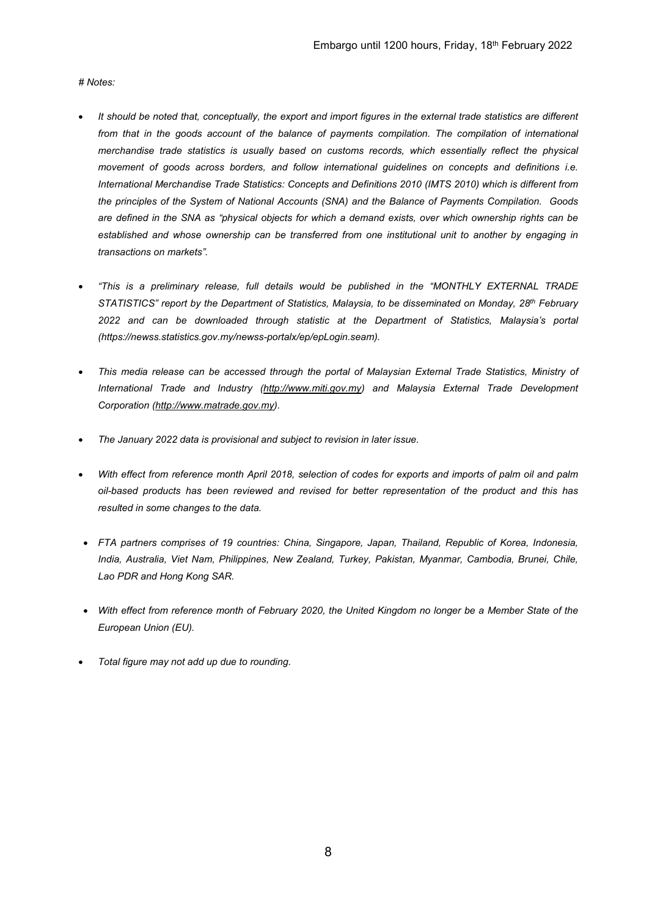*# Notes:*

- *It should be noted that, conceptually, the export and import figures in the external trade statistics are different from that in the goods account of the balance of payments compilation. The compilation of international merchandise trade statistics is usually based on customs records, which essentially reflect the physical movement of goods across borders, and follow international guidelines on concepts and definitions i.e. International Merchandise Trade Statistics: Concepts and Definitions 2010 (IMTS 2010) which is different from the principles of the System of National Accounts (SNA) and the Balance of Payments Compilation. Goods are defined in the SNA as "physical objects for which a demand exists, over which ownership rights can be established and whose ownership can be transferred from one institutional unit to another by engaging in transactions on markets".*

- *"This is a preliminary release, full details would be published in the "MONTHLY EXTERNAL TRADE STATISTICS" report by the Department of Statistics, Malaysia, to be disseminated on Monday, 28th February 2022 and can be downloaded through statistic at the Department of Statistics, Malaysia's portal (https://newss.statistics.gov.my/newss-portalx/ep/epLogin.seam).*

- *This media release can be accessed through the portal of Malaysian External Trade Statistics, Ministry of International Trade and Industry (http://www.miti.gov.my) and Malaysia External Trade Development Corporation (http://www.matrade.gov.my).*

- *The January 2022 data is provisional and subject to revision in later issue.*

- *With effect from reference month April 2018, selection of codes for exports and imports of palm oil and palm oil-based products has been reviewed and revised for better representation of the product and this has resulted in some changes to the data.*

- *FTA partners comprises of 19 countries: China, Singapore, Japan, Thailand, Republic of Korea, Indonesia, India, Australia, Viet Nam, Philippines, New Zealand, Turkey, Pakistan, Myanmar, Cambodia, Brunei, Chile, Lao PDR and Hong Kong SAR.*

- *With effect from reference month of February 2020, the United Kingdom no longer be a Member State of the European Union (EU).*

- *Total figure may not add up due to rounding.*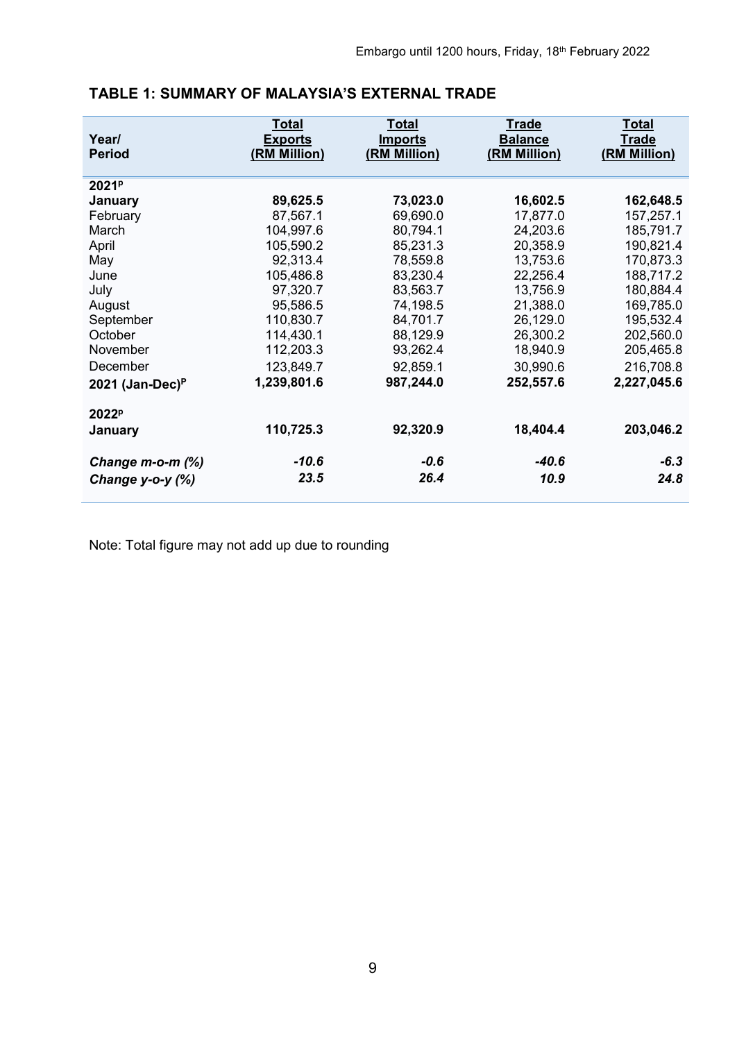Embargo until 1200 hours, Friday, 18th February 2022

## TABLE 1: SUMMARY OF MALAYSIA'S EXTERNAL TRADE

| Year/ Period | Total Exports (RM Million) | Total Imports (RM Million) | Trade Balance (RM Million) | Total Trade (RM Million) |
|---|---|---|---|---|
| **2021[P]** | | | | |
| **January** | **89,625.5** | **73,023.0** | **16,602.5** | **162,648.5** |
| February | 87,567.1 | 69,690.0 | 17,877.0 | 157,257.1 |
| March | 104,997.6 | 80,794.1 | 24,203.6 | 185,791.7 |
| April | 105,590.2 | 85,231.3 | 20,358.9 | 190,821.4 |
| May | 92,313.4 | 78,559.8 | 13,753.6 | 170,873.3 |
| June | 105,486.8 | 83,230.4 | 22,256.4 | 188,717.2 |
| July | 97,320.7 | 83,563.7 | 13,756.9 | 180,884.4 |
| August | 95,586.5 | 74,198.5 | 21,388.0 | 169,785.0 |
| September | 110,830.7 | 84,701.7 | 26,129.0 | 195,532.4 |
| October | 114,430.1 | 88,129.9 | 26,300.2 | 202,560.0 |
| November | 112,203.3 | 93,262.4 | 18,940.9 | 205,465.8 |
| December | 123,849.7 | 92,859.1 | 30,990.6 | 216,708.8 |
| **2021 (Jan-Dec)[P]** | **1,239,801.6** | **987,244.0** | **252,557.6** | **2,227,045.6** |
| **2022[P]** | | | | |
| **January** | **110,725.3** | **92,320.9** | **18,404.4** | **203,046.2** |
| ***Change m-o-m (%)*** | ***-10.6*** | ***-0.6*** | ***-40.6*** | ***-6.3*** |
| ***Change y-o-y (%)*** | ***23.5*** | ***26.4*** | ***10.9*** | ***24.8*** |

Note: Total figure may not add up due to rounding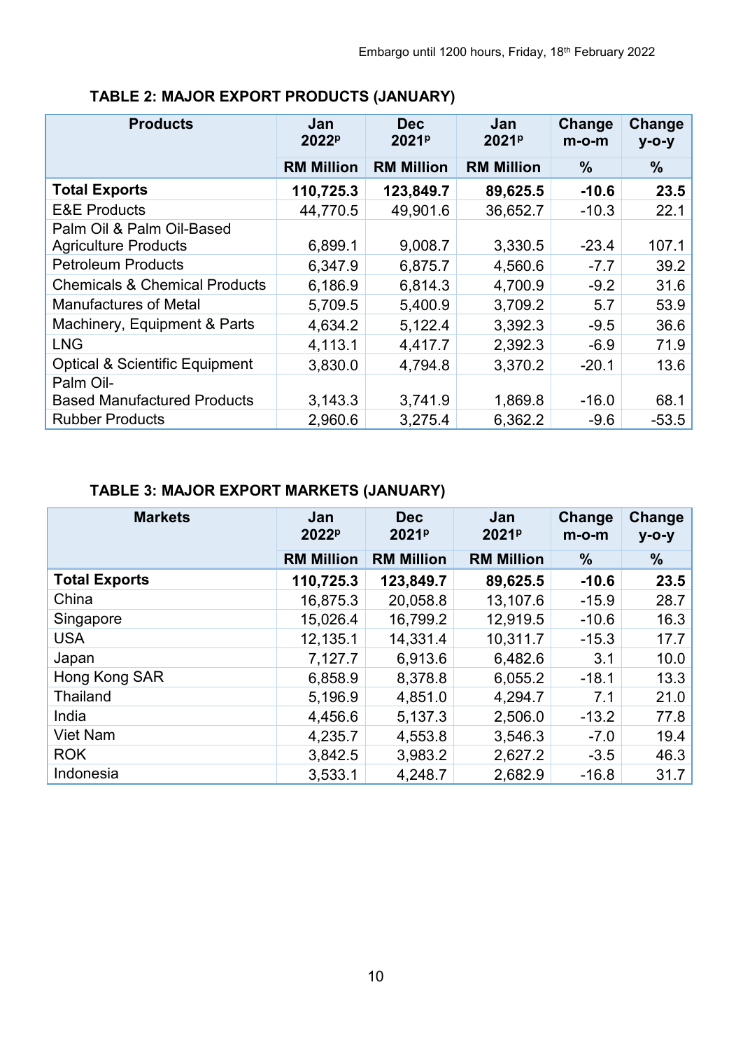Embargo until 1200 hours, Friday, 18th February 2022

### TABLE 2: MAJOR EXPORT PRODUCTS (JANUARY)

| Products | Jan 2022[p] | Dec 2021[p] | Jan 2021[p] | Change m-o-m | Change y-o-y |
|---|---|---|---|---|---|
| | RM Million | RM Million | RM Million | % | % |
| **Total Exports** | **110,725.3** | **123,849.7** | **89,625.5** | **-10.6** | **23.5** |
| E&E Products | 44,770.5 | 49,901.6 | 36,652.7 | -10.3 | 22.1 |
| Palm Oil & Palm Oil-Based Agriculture Products | 6,899.1 | 9,008.7 | 3,330.5 | -23.4 | 107.1 |
| Petroleum Products | 6,347.9 | 6,875.7 | 4,560.6 | -7.7 | 39.2 |
| Chemicals & Chemical Products | 6,186.9 | 6,814.3 | 4,700.9 | -9.2 | 31.6 |
| Manufactures of Metal | 5,709.5 | 5,400.9 | 3,709.2 | 5.7 | 53.9 |
| Machinery, Equipment & Parts | 4,634.2 | 5,122.4 | 3,392.3 | -9.5 | 36.6 |
| LNG | 4,113.1 | 4,417.7 | 2,392.3 | -6.9 | 71.9 |
| Optical & Scientific Equipment | 3,830.0 | 4,794.8 | 3,370.2 | -20.1 | 13.6 |
| Palm Oil-Based Manufactured Products | 3,143.3 | 3,741.9 | 1,869.8 | -16.0 | 68.1 |
| Rubber Products | 2,960.6 | 3,275.4 | 6,362.2 | -9.6 | -53.5 |

### TABLE 3: MAJOR EXPORT MARKETS (JANUARY)

| Markets | Jan 2022[p] | Dec 2021[p] | Jan 2021[p] | Change m-o-m | Change y-o-y |
|---|---|---|---|---|---|
| | RM Million | RM Million | RM Million | % | % |
| **Total Exports** | **110,725.3** | **123,849.7** | **89,625.5** | **-10.6** | **23.5** |
| China | 16,875.3 | 20,058.8 | 13,107.6 | -15.9 | 28.7 |
| Singapore | 15,026.4 | 16,799.2 | 12,919.5 | -10.6 | 16.3 |
| USA | 12,135.1 | 14,331.4 | 10,311.7 | -15.3 | 17.7 |
| Japan | 7,127.7 | 6,913.6 | 6,482.6 | 3.1 | 10.0 |
| Hong Kong SAR | 6,858.9 | 8,378.8 | 6,055.2 | -18.1 | 13.3 |
| Thailand | 5,196.9 | 4,851.0 | 4,294.7 | 7.1 | 21.0 |
| India | 4,456.6 | 5,137.3 | 2,506.0 | -13.2 | 77.8 |
| Viet Nam | 4,235.7 | 4,553.8 | 3,546.3 | -7.0 | 19.4 |
| ROK | 3,842.5 | 3,983.2 | 2,627.2 | -3.5 | 46.3 |
| Indonesia | 3,533.1 | 4,248.7 | 2,682.9 | -16.8 | 31.7 |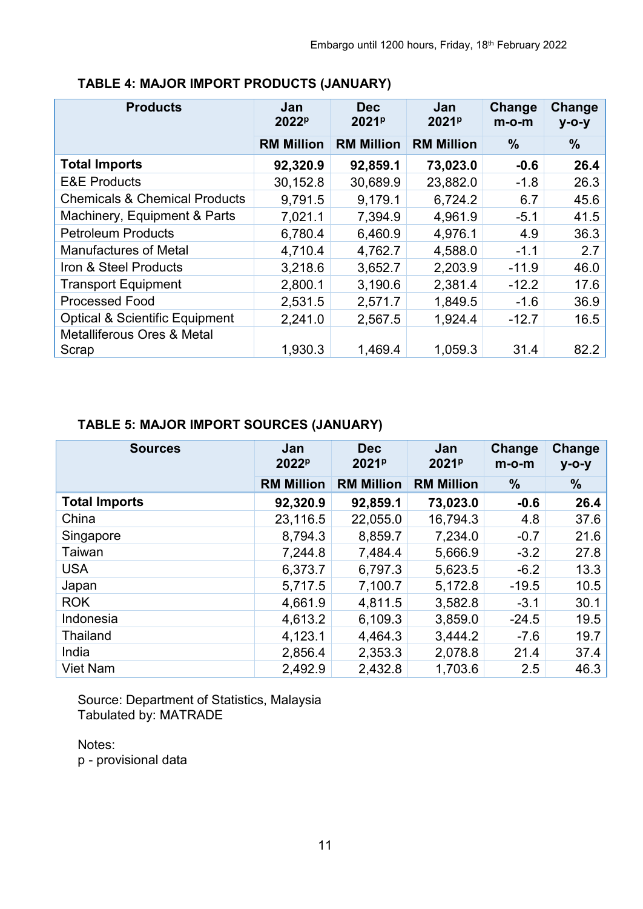Embargo until 1200 hours, Friday, 18th February 2022

**TABLE 4: MAJOR IMPORT PRODUCTS (JANUARY)**

| Products | Jan 2022p | Dec 2021p | Jan 2021p | Change m-o-m | Change y-o-y |
|---|---|---|---|---|---|
| | RM Million | RM Million | RM Million | % | % |
| **Total Imports** | **92,320.9** | **92,859.1** | **73,023.0** | **-0.6** | **26.4** |
| E&E Products | 30,152.8 | 30,689.9 | 23,882.0 | -1.8 | 26.3 |
| Chemicals & Chemical Products | 9,791.5 | 9,179.1 | 6,724.2 | 6.7 | 45.6 |
| Machinery, Equipment & Parts | 7,021.1 | 7,394.9 | 4,961.9 | -5.1 | 41.5 |
| Petroleum Products | 6,780.4 | 6,460.9 | 4,976.1 | 4.9 | 36.3 |
| Manufactures of Metal | 4,710.4 | 4,762.7 | 4,588.0 | -1.1 | 2.7 |
| Iron & Steel Products | 3,218.6 | 3,652.7 | 2,203.9 | -11.9 | 46.0 |
| Transport Equipment | 2,800.1 | 3,190.6 | 2,381.4 | -12.2 | 17.6 |
| Processed Food | 2,531.5 | 2,571.7 | 1,849.5 | -1.6 | 36.9 |
| Optical & Scientific Equipment | 2,241.0 | 2,567.5 | 1,924.4 | -12.7 | 16.5 |
| Metalliferous Ores & Metal Scrap | 1,930.3 | 1,469.4 | 1,059.3 | 31.4 | 82.2 |

**TABLE 5: MAJOR IMPORT SOURCES (JANUARY)**

| Sources | Jan 2022p | Dec 2021p | Jan 2021p | Change m-o-m | Change y-o-y |
|---|---|---|---|---|---|
| | RM Million | RM Million | RM Million | % | % |
| **Total Imports** | **92,320.9** | **92,859.1** | **73,023.0** | **-0.6** | **26.4** |
| China | 23,116.5 | 22,055.0 | 16,794.3 | 4.8 | 37.6 |
| Singapore | 8,794.3 | 8,859.7 | 7,234.0 | -0.7 | 21.6 |
| Taiwan | 7,244.8 | 7,484.4 | 5,666.9 | -3.2 | 27.8 |
| USA | 6,373.7 | 6,797.3 | 5,623.5 | -6.2 | 13.3 |
| Japan | 5,717.5 | 7,100.7 | 5,172.8 | -19.5 | 10.5 |
| ROK | 4,661.9 | 4,811.5 | 3,582.8 | -3.1 | 30.1 |
| Indonesia | 4,613.2 | 6,109.3 | 3,859.0 | -24.5 | 19.5 |
| Thailand | 4,123.1 | 4,464.3 | 3,444.2 | -7.6 | 19.7 |
| India | 2,856.4 | 2,353.3 | 2,078.8 | 21.4 | 37.4 |
| Viet Nam | 2,492.9 | 2,432.8 | 1,703.6 | 2.5 | 46.3 |

Source: Department of Statistics, Malaysia
Tabulated by: MATRADE

Notes:
p - provisional data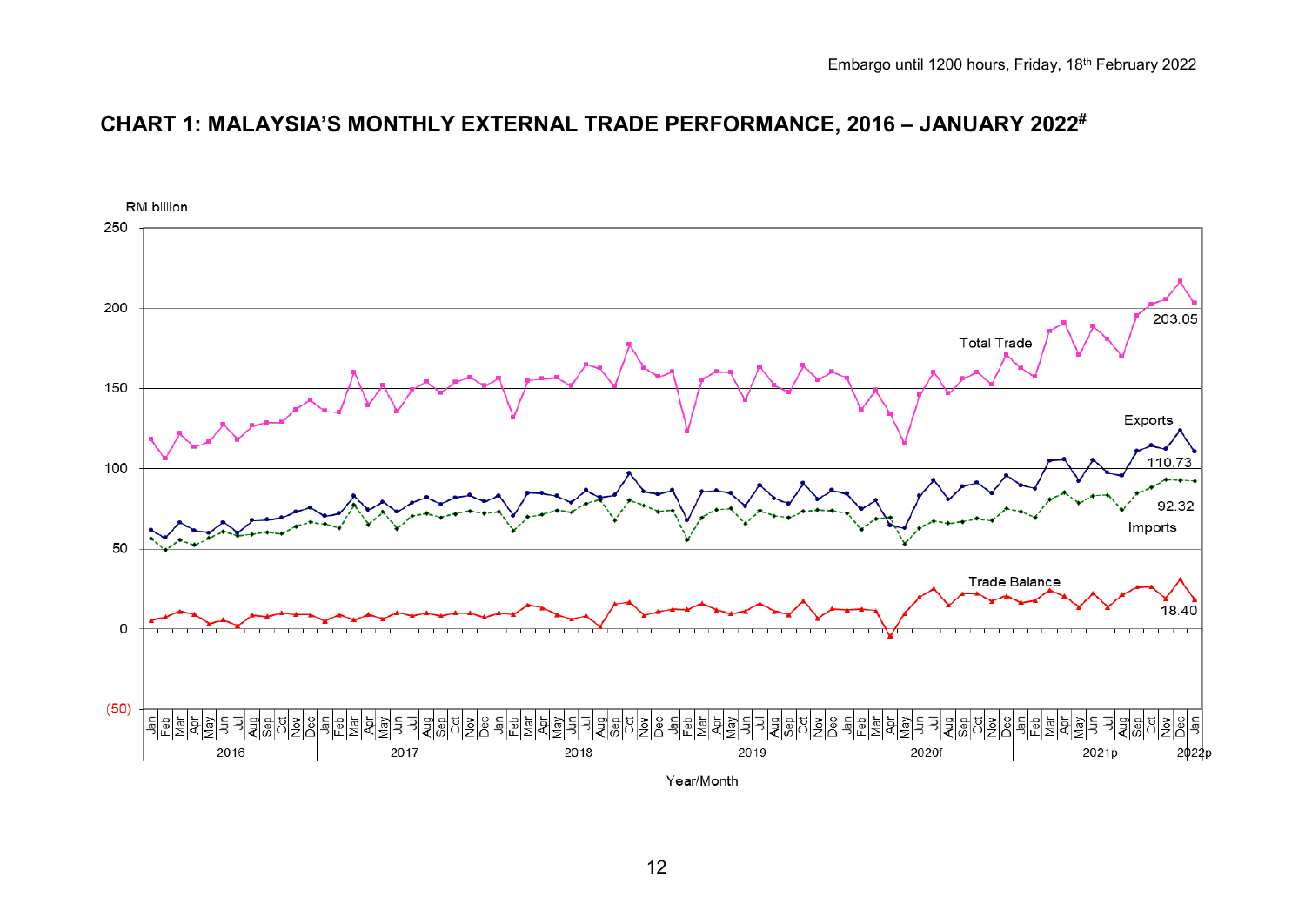Embargo until 1200 hours, Friday, 18th February 2022

## CHART 1: MALAYSIA'S MONTHLY EXTERNAL TRADE PERFORMANCE, 2016 – JANUARY 2022#

RM billion

250

200

150

100

50

0

(50)

Total Trade

203.05

Exports

110.73

92.32

Imports

Trade Balance

18.40

Jan Feb Mar Apr May Jun Jul Aug Sep Oct Nov Dec

2016 2017 2018 2019 2020f 2021p 2022p

Year/Month